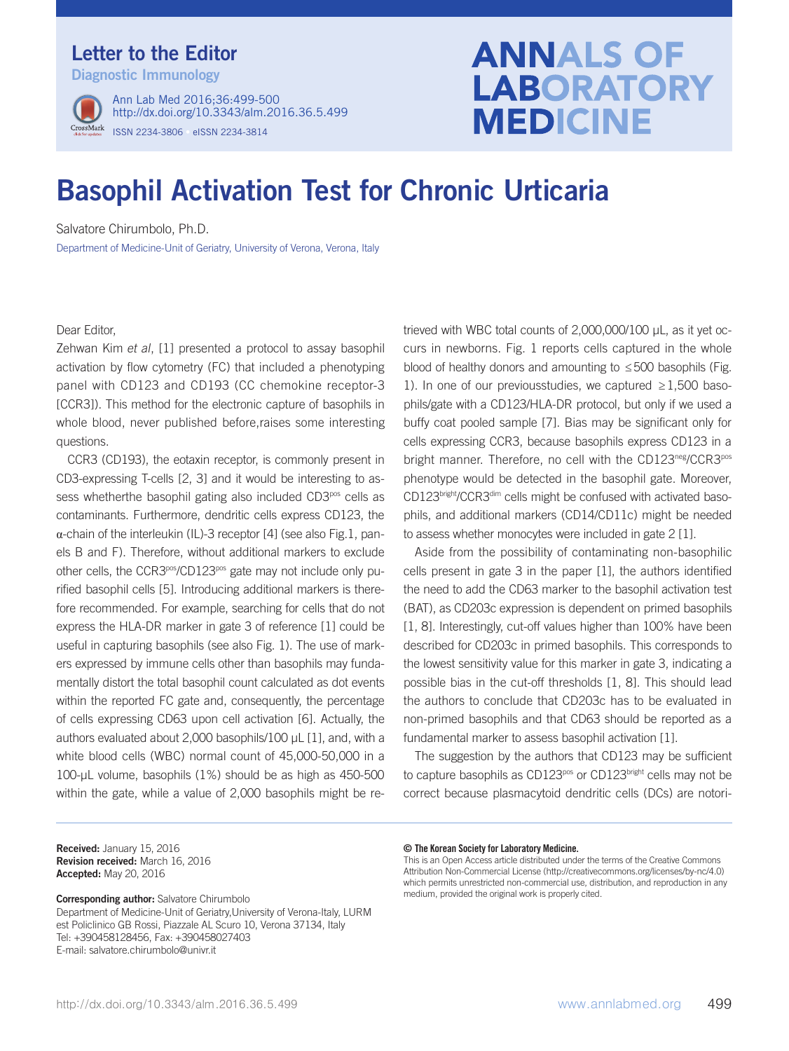Letter to the Editor

Diagnostic Immunology

# Basophil Activation Test for Chronic Urticaria

Salvatore Chirumbolo, Ph.D.

Department of Medicine-Unit of Geriatry, University of Verona, Verona, Italy

Dear Editor,

Zehwan Kim *et al*, [1] presented a protocol to assay basophil activation by flow cytometry (FC) that included a phenotyping panel with CD123 and CD193 (CC chemokine receptor-3 [CCR3]). This method for the electronic capture of basophils in whole blood, never published before,raises some interesting questions.

CCR3 (CD193), the eotaxin receptor, is commonly present in CD3-expressing T-cells [2, 3] and it would be interesting to assess whetherthe basophil gating also included CD3$^{pos}$ cells as contaminants. Furthermore, dendritic cells express CD123, the α-chain of the interleukin (IL)-3 receptor [4] (see also Fig.1, panels B and F). Therefore, without additional markers to exclude other cells, the CCR3$^{pos}$/CD123$^{pos}$ gate may not include only purified basophil cells [5]. Introducing additional markers is therefore recommended. For example, searching for cells that do not express the HLA-DR marker in gate 3 of reference [1] could be useful in capturing basophils (see also Fig. 1). The use of markers expressed by immune cells other than basophils may fundamentally distort the total basophil count calculated as dot events within the reported FC gate and, consequently, the percentage of cells expressing CD63 upon cell activation [6]. Actually, the authors evaluated about 2,000 basophils/100 μL [1], and, with a white blood cells (WBC) normal count of 45,000-50,000 in a 100-μL volume, basophils (1%) should be as high as 450-500 within the gate, while a value of 2,000 basophils might be retrieved with WBC total counts of 2,000,000/100 μL, as it yet occurs in newborns. Fig. 1 reports cells captured in the whole blood of healthy donors and amounting to ≤500 basophils (Fig. 1). In one of our previousstudies, we captured ≥1,500 basophils/gate with a CD123/HLA-DR protocol, but only if we used a buffy coat pooled sample [7]. Bias may be significant only for cells expressing CCR3, because basophils express CD123 in a bright manner. Therefore, no cell with the CD123$^{neg}$/CCR3$^{pos}$ phenotype would be detected in the basophil gate. Moreover, CD123$^{bright}$/CCR3$^{dim}$ cells might be confused with activated basophils, and additional markers (CD14/CD11c) might be needed to assess whether monocytes were included in gate 2 [1].

Aside from the possibility of contaminating non-basophilic cells present in gate 3 in the paper [1], the authors identified the need to add the CD63 marker to the basophil activation test (BAT), as CD203c expression is dependent on primed basophils [1, 8]. Interestingly, cut-off values higher than 100% have been described for CD203c in primed basophils. This corresponds to the lowest sensitivity value for this marker in gate 3, indicating a possible bias in the cut-off thresholds [1, 8]. This should lead the authors to conclude that CD203c has to be evaluated in non-primed basophils and that CD63 should be reported as a fundamental marker to assess basophil activation [1].

The suggestion by the authors that CD123 may be sufficient to capture basophils as CD123$^{pos}$ or CD123$^{bright}$ cells may not be correct because plasmacytoid dendritic cells (DCs) are notori-

**Received:** January 15, 2016
**Revision received:** March 16, 2016
**Accepted:** May 20, 2016

**Corresponding author:** Salvatore Chirumbolo
Department of Medicine-Unit of Geriatry,University of Verona-Italy, LURM est Policlinico GB Rossi, Piazzale AL Scuro 10, Verona 37134, Italy
Tel: +390458128456, Fax: +390458027403
E-mail: salvatore.chirumbolo@univr.it

**© The Korean Society for Laboratory Medicine.**
This is an Open Access article distributed under the terms of the Creative Commons Attribution Non-Commercial License (http://creativecommons.org/licenses/by-nc/4.0) which permits unrestricted non-commercial use, distribution, and reproduction in any medium, provided the original work is properly cited.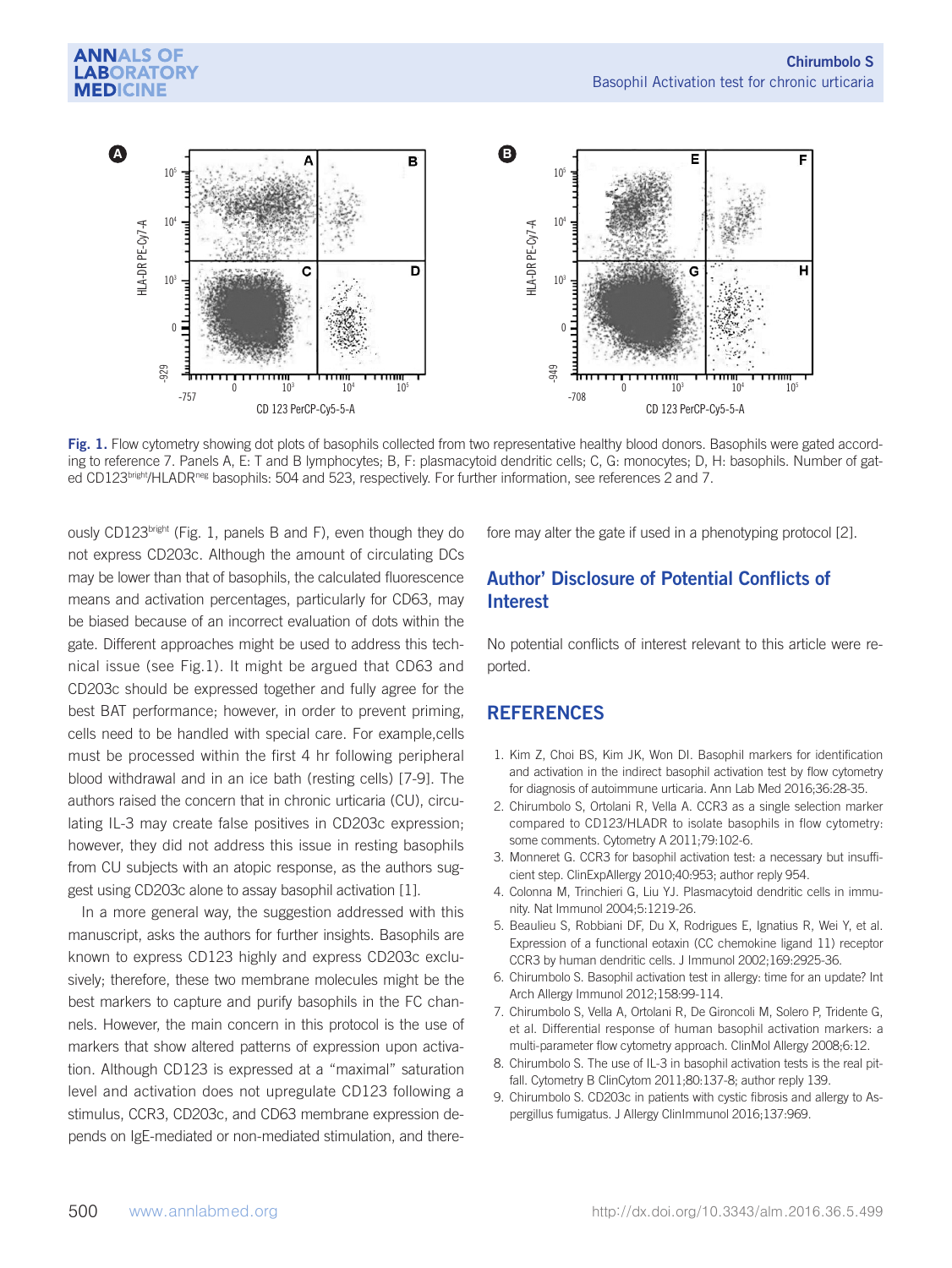A

B

HLA-DR PE-Cy7-A

CD 123 PerCP-Cy5-5-A

A B C D

E F G H

$10^5$

$10^4$

$10^3$

0

-929

-757

-949

-708

**Fig. 1.** Flow cytometry showing dot plots of basophils collected from two representative healthy blood donors. Basophils were gated according to reference 7. Panels A, E: T and B lymphocytes; B, F: plasmacytoid dendritic cells; C, G: monocytes; D, H: basophils. Number of gated CD123$^{bright}$/HLADR$^{neg}$ basophils: 504 and 523, respectively. For further information, see references 2 and 7.

ously CD123$^{bright}$ (Fig. 1, panels B and F), even though they do not express CD203c. Although the amount of circulating DCs may be lower than that of basophils, the calculated fluorescence means and activation percentages, particularly for CD63, may be biased because of an incorrect evaluation of dots within the gate. Different approaches might be used to address this technical issue (see Fig.1). It might be argued that CD63 and CD203c should be expressed together and fully agree for the best BAT performance; however, in order to prevent priming, cells need to be handled with special care. For example,cells must be processed within the first 4 hr following peripheral blood withdrawal and in an ice bath (resting cells) [7-9]. The authors raised the concern that in chronic urticaria (CU), circulating IL-3 may create false positives in CD203c expression; however, they did not address this issue in resting basophils from CU subjects with an atopic response, as the authors suggest using CD203c alone to assay basophil activation [1].

In a more general way, the suggestion addressed with this manuscript, asks the authors for further insights. Basophils are known to express CD123 highly and express CD203c exclusively; therefore, these two membrane molecules might be the best markers to capture and purify basophils in the FC channels. However, the main concern in this protocol is the use of markers that show altered patterns of expression upon activation. Although CD123 is expressed at a "maximal" saturation level and activation does not upregulate CD123 following a stimulus, CCR3, CD203c, and CD63 membrane expression depends on IgE-mediated or non-mediated stimulation, and therefore may alter the gate if used in a phenotyping protocol [2].

## Author' Disclosure of Potential Conflicts of Interest

No potential conflicts of interest relevant to this article were reported.

## REFERENCES

1. Kim Z, Choi BS, Kim JK, Won DI. Basophil markers for identification and activation in the indirect basophil activation test by flow cytometry for diagnosis of autoimmune urticaria. Ann Lab Med 2016;36:28-35.
2. Chirumbolo S, Ortolani R, Vella A. CCR3 as a single selection marker compared to CD123/HLADR to isolate basophils in flow cytometry: some comments. Cytometry A 2011;79:102-6.
3. Monneret G. CCR3 for basophil activation test: a necessary but insufficient step. ClinExpAllergy 2010;40:953; author reply 954.
4. Colonna M, Trinchieri G, Liu YJ. Plasmacytoid dendritic cells in immunity. Nat Immunol 2004;5:1219-26.
5. Beaulieu S, Robbiani DF, Du X, Rodrigues E, Ignatius R, Wei Y, et al. Expression of a functional eotaxin (CC chemokine ligand 11) receptor CCR3 by human dendritic cells. J Immunol 2002;169:2925-36.
6. Chirumbolo S. Basophil activation test in allergy: time for an update? Int Arch Allergy Immunol 2012;158:99-114.
7. Chirumbolo S, Vella A, Ortolani R, De Gironcoli M, Solero P, Tridente G, et al. Differential response of human basophil activation markers: a multi-parameter flow cytometry approach. ClinMol Allergy 2008;6:12.
8. Chirumbolo S. The use of IL-3 in basophil activation tests is the real pitfall. Cytometry B ClinCytom 2011;80:137-8; author reply 139.
9. Chirumbolo S. CD203c in patients with cystic fibrosis and allergy to Aspergillus fumigatus. J Allergy ClinImmunol 2016;137:969.